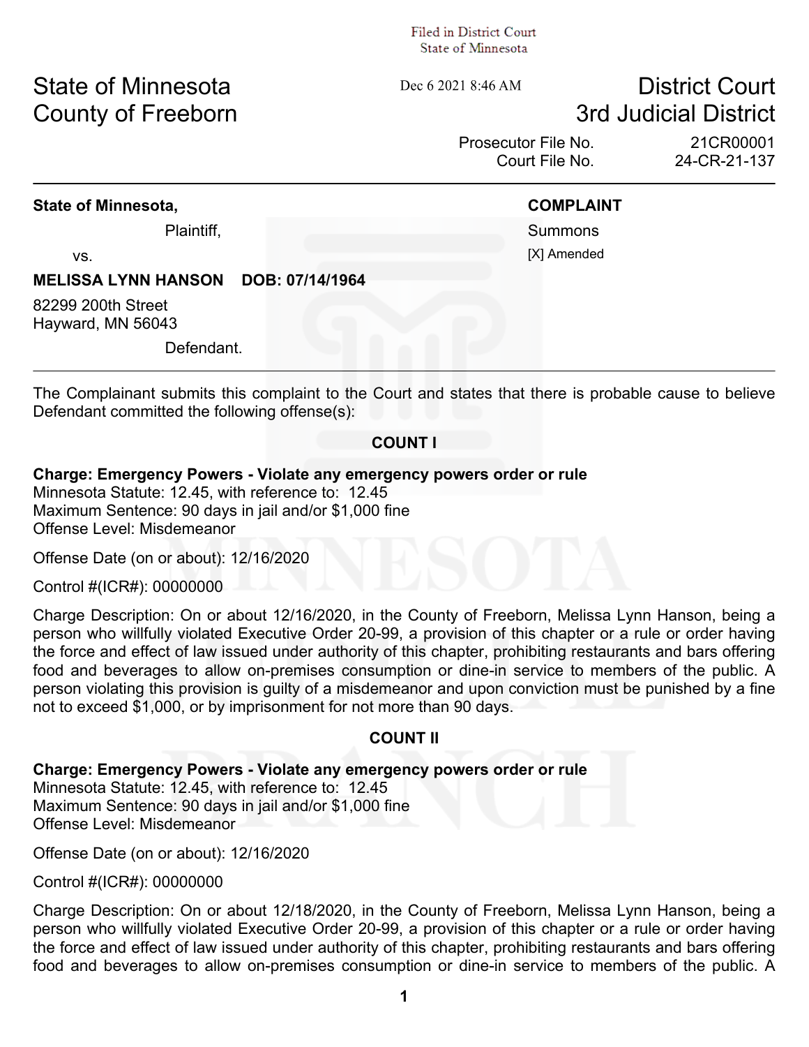Filed in District Court
State of Minnesota

Dec 6 2021 8:46 AM

State of Minnesota
County of Freeborn

District Court
3rd Judicial District

Prosecutor File No. 21CR00001
Court File No. 24-CR-21-137

---

**State of Minnesota,**

Plaintiff,

vs.

**MELISSA LYNN HANSON DOB: 07/14/1964**

82299 200th Street
Hayward, MN 56043

Defendant.

**COMPLAINT**

Summons

[X] Amended

---

The Complainant submits this complaint to the Court and states that there is probable cause to believe Defendant committed the following offense(s):

**COUNT I**

**Charge: Emergency Powers - Violate any emergency powers order or rule**
Minnesota Statute: 12.45, with reference to: 12.45
Maximum Sentence: 90 days in jail and/or $1,000 fine
Offense Level: Misdemeanor

Offense Date (on or about): 12/16/2020

Control #(ICR#): 00000000

Charge Description: On or about 12/16/2020, in the County of Freeborn, Melissa Lynn Hanson, being a person who willfully violated Executive Order 20-99, a provision of this chapter or a rule or order having the force and effect of law issued under authority of this chapter, prohibiting restaurants and bars offering food and beverages to allow on-premises consumption or dine-in service to members of the public. A person violating this provision is guilty of a misdemeanor and upon conviction must be punished by a fine not to exceed $1,000, or by imprisonment for not more than 90 days.

**COUNT II**

**Charge: Emergency Powers - Violate any emergency powers order or rule**
Minnesota Statute: 12.45, with reference to: 12.45
Maximum Sentence: 90 days in jail and/or $1,000 fine
Offense Level: Misdemeanor

Offense Date (on or about): 12/16/2020

Control #(ICR#): 00000000

Charge Description: On or about 12/18/2020, in the County of Freeborn, Melissa Lynn Hanson, being a person who willfully violated Executive Order 20-99, a provision of this chapter or a rule or order having the force and effect of law issued under authority of this chapter, prohibiting restaurants and bars offering food and beverages to allow on-premises consumption or dine-in service to members of the public. A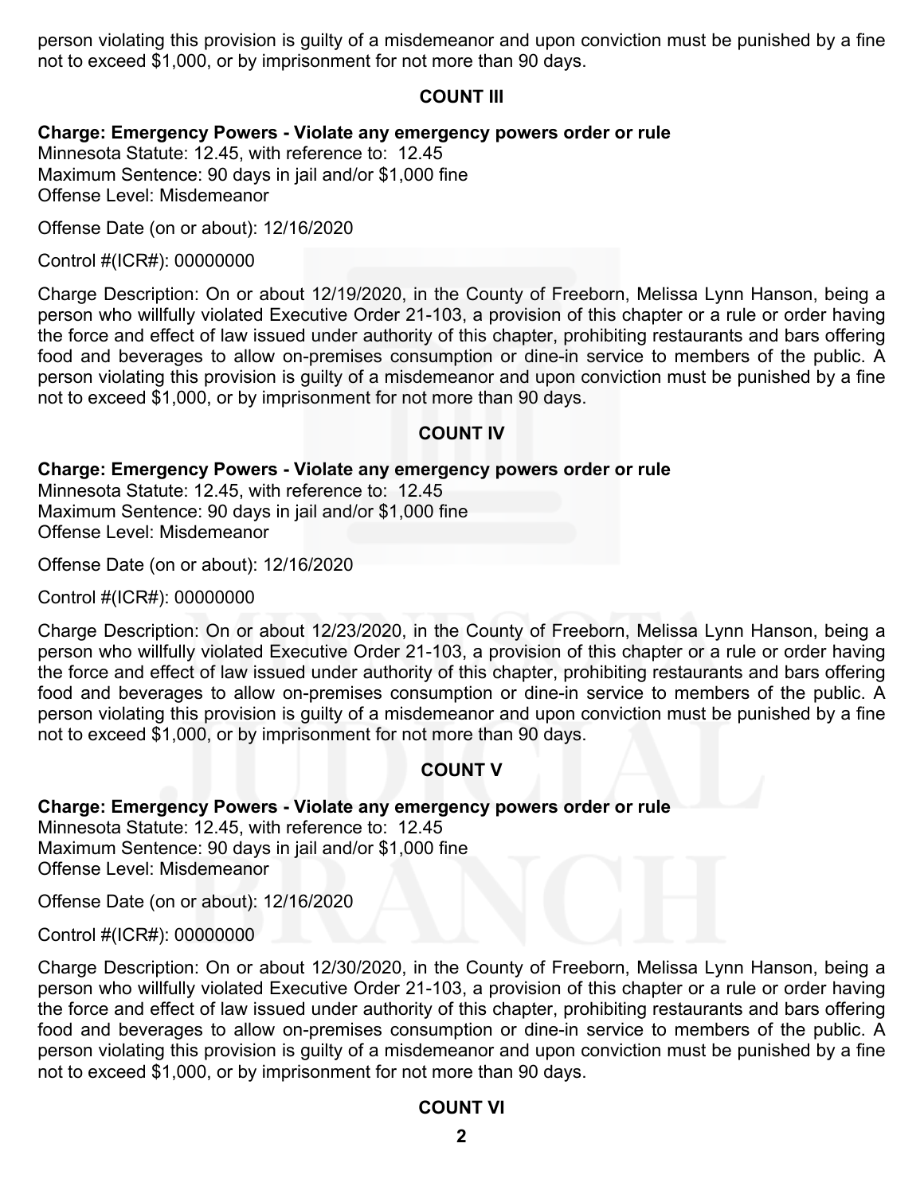person violating this provision is guilty of a misdemeanor and upon conviction must be punished by a fine not to exceed $1,000, or by imprisonment for not more than 90 days.

## COUNT III

**Charge: Emergency Powers - Violate any emergency powers order or rule**
Minnesota Statute: 12.45, with reference to: 12.45
Maximum Sentence: 90 days in jail and/or $1,000 fine
Offense Level: Misdemeanor

Offense Date (on or about): 12/16/2020

Control #(ICR#): 00000000

Charge Description: On or about 12/19/2020, in the County of Freeborn, Melissa Lynn Hanson, being a person who willfully violated Executive Order 21-103, a provision of this chapter or a rule or order having the force and effect of law issued under authority of this chapter, prohibiting restaurants and bars offering food and beverages to allow on-premises consumption or dine-in service to members of the public. A person violating this provision is guilty of a misdemeanor and upon conviction must be punished by a fine not to exceed $1,000, or by imprisonment for not more than 90 days.

## COUNT IV

**Charge: Emergency Powers - Violate any emergency powers order or rule**
Minnesota Statute: 12.45, with reference to: 12.45
Maximum Sentence: 90 days in jail and/or $1,000 fine
Offense Level: Misdemeanor

Offense Date (on or about): 12/16/2020

Control #(ICR#): 00000000

Charge Description: On or about 12/23/2020, in the County of Freeborn, Melissa Lynn Hanson, being a person who willfully violated Executive Order 21-103, a provision of this chapter or a rule or order having the force and effect of law issued under authority of this chapter, prohibiting restaurants and bars offering food and beverages to allow on-premises consumption or dine-in service to members of the public. A person violating this provision is guilty of a misdemeanor and upon conviction must be punished by a fine not to exceed $1,000, or by imprisonment for not more than 90 days.

## COUNT V

**Charge: Emergency Powers - Violate any emergency powers order or rule**
Minnesota Statute: 12.45, with reference to: 12.45
Maximum Sentence: 90 days in jail and/or $1,000 fine
Offense Level: Misdemeanor

Offense Date (on or about): 12/16/2020

Control #(ICR#): 00000000

Charge Description: On or about 12/30/2020, in the County of Freeborn, Melissa Lynn Hanson, being a person who willfully violated Executive Order 21-103, a provision of this chapter or a rule or order having the force and effect of law issued under authority of this chapter, prohibiting restaurants and bars offering food and beverages to allow on-premises consumption or dine-in service to members of the public. A person violating this provision is guilty of a misdemeanor and upon conviction must be punished by a fine not to exceed $1,000, or by imprisonment for not more than 90 days.

## COUNT VI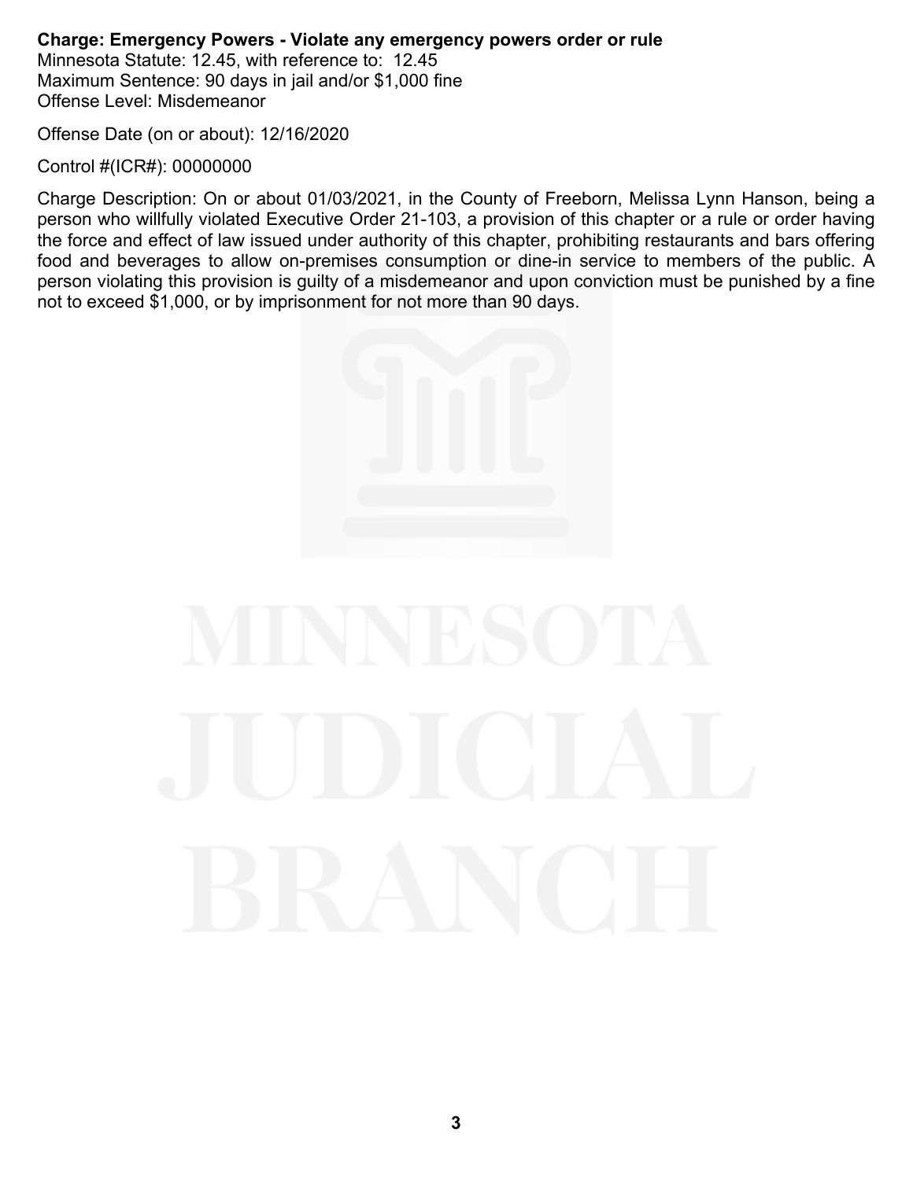**Charge: Emergency Powers - Violate any emergency powers order or rule**
Minnesota Statute: 12.45, with reference to: 12.45
Maximum Sentence: 90 days in jail and/or $1,000 fine
Offense Level: Misdemeanor

Offense Date (on or about): 12/16/2020

Control #(ICR#): 00000000

Charge Description: On or about 01/03/2021, in the County of Freeborn, Melissa Lynn Hanson, being a person who willfully violated Executive Order 21-103, a provision of this chapter or a rule or order having the force and effect of law issued under authority of this chapter, prohibiting restaurants and bars offering food and beverages to allow on-premises consumption or dine-in service to members of the public. A person violating this provision is guilty of a misdemeanor and upon conviction must be punished by a fine not to exceed $1,000, or by imprisonment for not more than 90 days.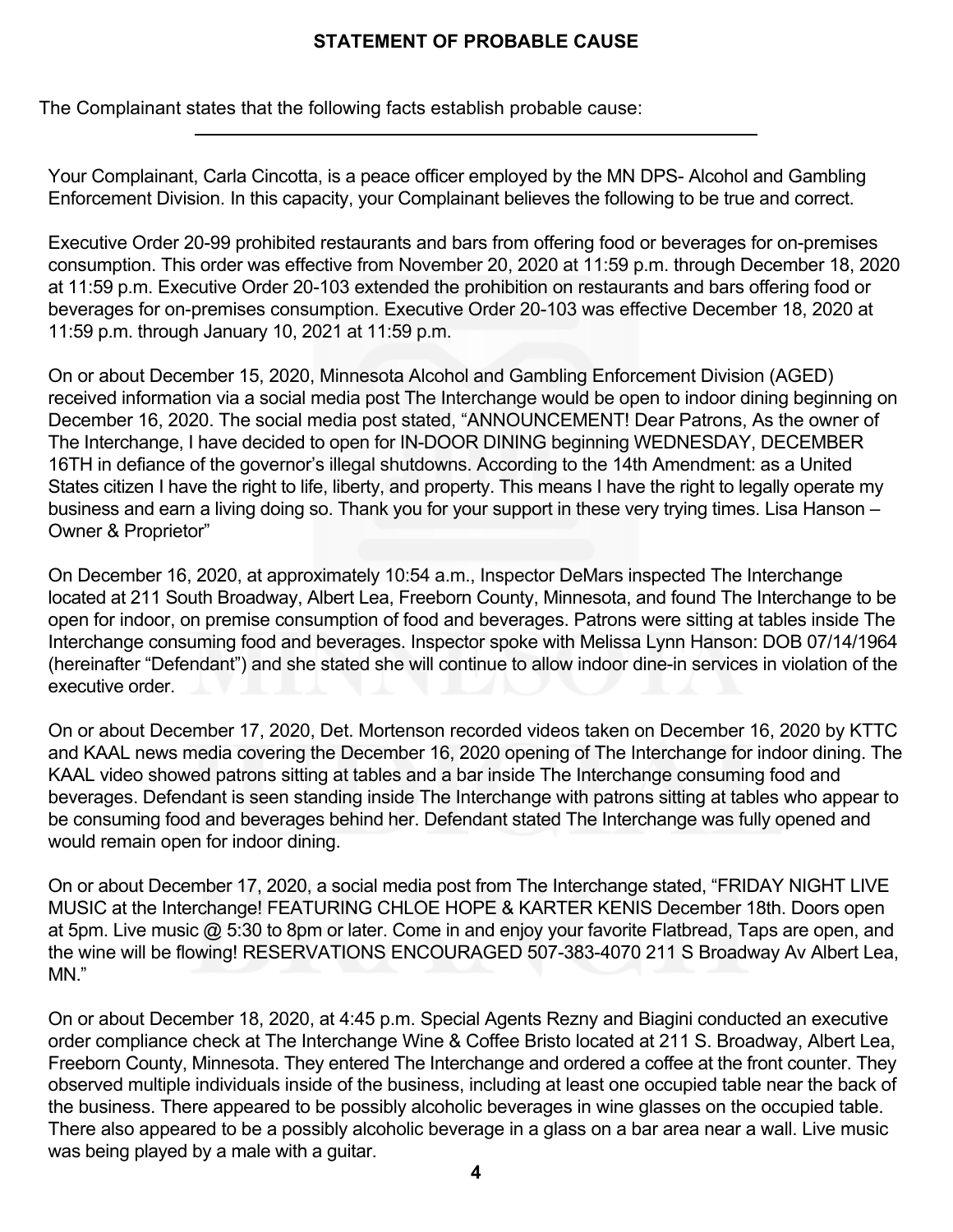**STATEMENT OF PROBABLE CAUSE**

The Complainant states that the following facts establish probable cause:

Your Complainant, Carla Cincotta, is a peace officer employed by the MN DPS- Alcohol and Gambling Enforcement Division. In this capacity, your Complainant believes the following to be true and correct.

Executive Order 20-99 prohibited restaurants and bars from offering food or beverages for on-premises consumption. This order was effective from November 20, 2020 at 11:59 p.m. through December 18, 2020 at 11:59 p.m. Executive Order 20-103 extended the prohibition on restaurants and bars offering food or beverages for on-premises consumption. Executive Order 20-103 was effective December 18, 2020 at 11:59 p.m. through January 10, 2021 at 11:59 p.m.

On or about December 15, 2020, Minnesota Alcohol and Gambling Enforcement Division (AGED) received information via a social media post The Interchange would be open to indoor dining beginning on December 16, 2020. The social media post stated, "ANNOUNCEMENT! Dear Patrons, As the owner of The Interchange, I have decided to open for IN-DOOR DINING beginning WEDNESDAY, DECEMBER 16TH in defiance of the governor's illegal shutdowns. According to the 14th Amendment: as a United States citizen I have the right to life, liberty, and property. This means I have the right to legally operate my business and earn a living doing so. Thank you for your support in these very trying times. Lisa Hanson – Owner & Proprietor"

On December 16, 2020, at approximately 10:54 a.m., Inspector DeMars inspected The Interchange located at 211 South Broadway, Albert Lea, Freeborn County, Minnesota, and found The Interchange to be open for indoor, on premise consumption of food and beverages. Patrons were sitting at tables inside The Interchange consuming food and beverages. Inspector spoke with Melissa Lynn Hanson: DOB 07/14/1964 (hereinafter "Defendant") and she stated she will continue to allow indoor dine-in services in violation of the executive order.

On or about December 17, 2020, Det. Mortenson recorded videos taken on December 16, 2020 by KTTC and KAAL news media covering the December 16, 2020 opening of The Interchange for indoor dining. The KAAL video showed patrons sitting at tables and a bar inside The Interchange consuming food and beverages. Defendant is seen standing inside The Interchange with patrons sitting at tables who appear to be consuming food and beverages behind her. Defendant stated The Interchange was fully opened and would remain open for indoor dining.

On or about December 17, 2020, a social media post from The Interchange stated, "FRIDAY NIGHT LIVE MUSIC at the Interchange! FEATURING CHLOE HOPE & KARTER KENIS December 18th. Doors open at 5pm. Live music @ 5:30 to 8pm or later. Come in and enjoy your favorite Flatbread, Taps are open, and the wine will be flowing! RESERVATIONS ENCOURAGED 507-383-4070 211 S Broadway Av Albert Lea, MN."

On or about December 18, 2020, at 4:45 p.m. Special Agents Rezny and Biagini conducted an executive order compliance check at The Interchange Wine & Coffee Bristo located at 211 S. Broadway, Albert Lea, Freeborn County, Minnesota. They entered The Interchange and ordered a coffee at the front counter. They observed multiple individuals inside of the business, including at least one occupied table near the back of the business. There appeared to be possibly alcoholic beverages in wine glasses on the occupied table. There also appeared to be a possibly alcoholic beverage in a glass on a bar area near a wall. Live music was being played by a male with a guitar.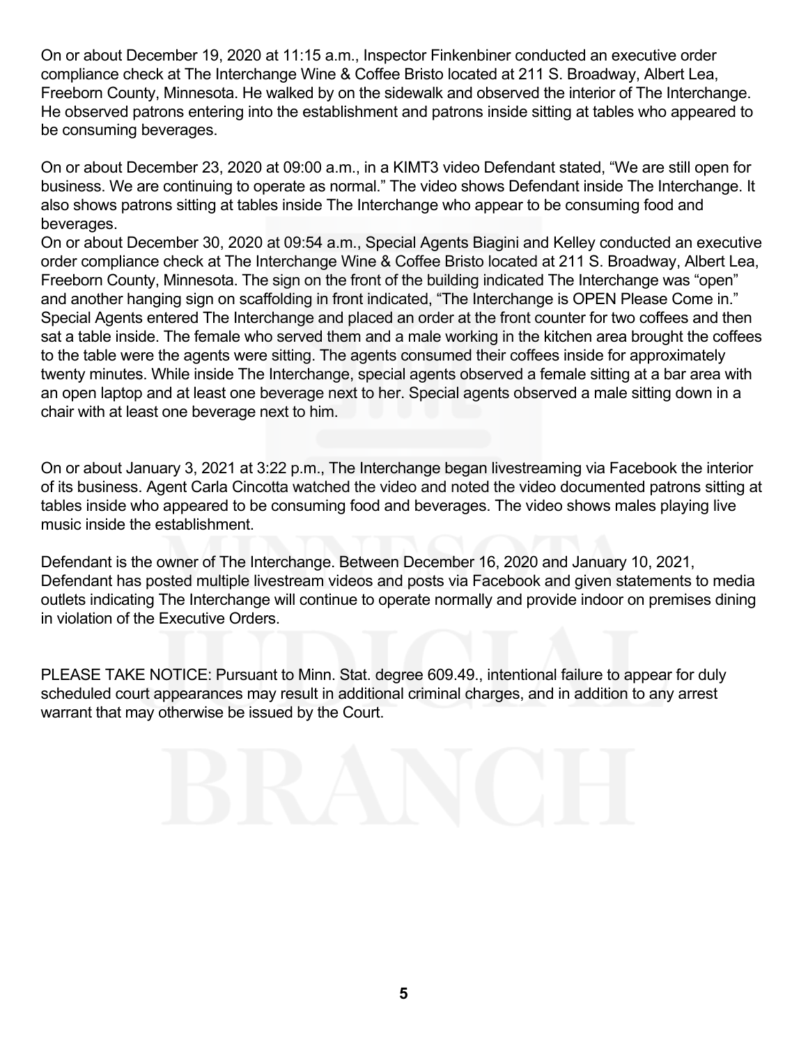On or about December 19, 2020 at 11:15 a.m., Inspector Finkenbiner conducted an executive order compliance check at The Interchange Wine & Coffee Bristo located at 211 S. Broadway, Albert Lea, Freeborn County, Minnesota. He walked by on the sidewalk and observed the interior of The Interchange. He observed patrons entering into the establishment and patrons inside sitting at tables who appeared to be consuming beverages.

On or about December 23, 2020 at 09:00 a.m., in a KIMT3 video Defendant stated, "We are still open for business. We are continuing to operate as normal." The video shows Defendant inside The Interchange. It also shows patrons sitting at tables inside The Interchange who appear to be consuming food and beverages.

On or about December 30, 2020 at 09:54 a.m., Special Agents Biagini and Kelley conducted an executive order compliance check at The Interchange Wine & Coffee Bristo located at 211 S. Broadway, Albert Lea, Freeborn County, Minnesota. The sign on the front of the building indicated The Interchange was "open" and another hanging sign on scaffolding in front indicated, "The Interchange is OPEN Please Come in." Special Agents entered The Interchange and placed an order at the front counter for two coffees and then sat a table inside. The female who served them and a male working in the kitchen area brought the coffees to the table were the agents were sitting. The agents consumed their coffees inside for approximately twenty minutes. While inside The Interchange, special agents observed a female sitting at a bar area with an open laptop and at least one beverage next to her. Special agents observed a male sitting down in a chair with at least one beverage next to him.

On or about January 3, 2021 at 3:22 p.m., The Interchange began livestreaming via Facebook the interior of its business. Agent Carla Cincotta watched the video and noted the video documented patrons sitting at tables inside who appeared to be consuming food and beverages. The video shows males playing live music inside the establishment.

Defendant is the owner of The Interchange. Between December 16, 2020 and January 10, 2021, Defendant has posted multiple livestream videos and posts via Facebook and given statements to media outlets indicating The Interchange will continue to operate normally and provide indoor on premises dining in violation of the Executive Orders.

PLEASE TAKE NOTICE: Pursuant to Minn. Stat. degree 609.49., intentional failure to appear for duly scheduled court appearances may result in additional criminal charges, and in addition to any arrest warrant that may otherwise be issued by the Court.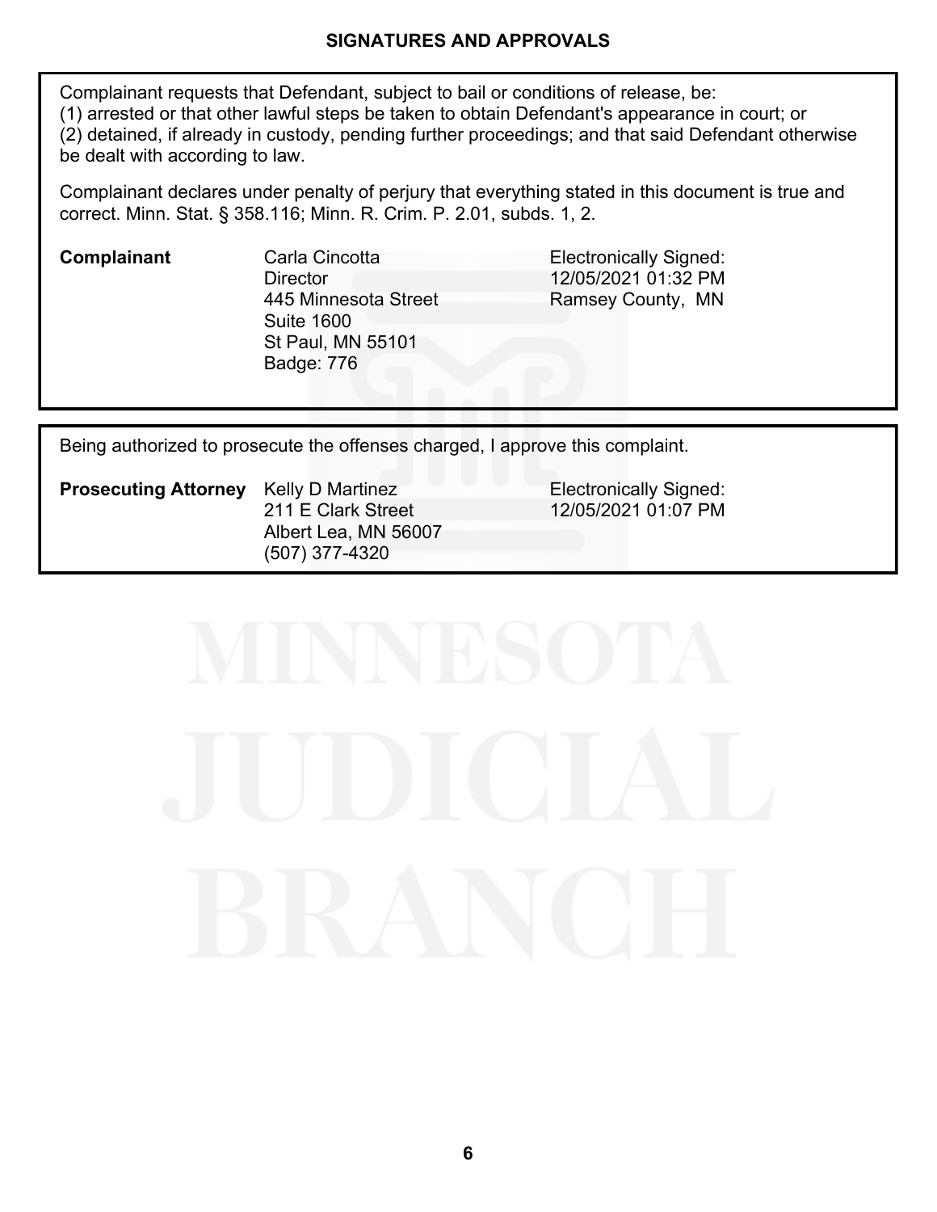## SIGNATURES AND APPROVALS

Complainant requests that Defendant, subject to bail or conditions of release, be:
(1) arrested or that other lawful steps be taken to obtain Defendant's appearance in court; or
(2) detained, if already in custody, pending further proceedings; and that said Defendant otherwise be dealt with according to law.

Complainant declares under penalty of perjury that everything stated in this document is true and correct. Minn. Stat. § 358.116; Minn. R. Crim. P. 2.01, subds. 1, 2.

| | | |
|---|---|---|
| **Complainant** | Carla Cincotta<br>Director<br>445 Minnesota Street<br>Suite 1600<br>St Paul, MN 55101<br>Badge: 776 | Electronically Signed:<br>12/05/2021 01:32 PM<br>Ramsey County, MN |

Being authorized to prosecute the offenses charged, I approve this complaint.

| | | |
|---|---|---|
| **Prosecuting Attorney** | Kelly D Martinez<br>211 E Clark Street<br>Albert Lea, MN 56007<br>(507) 377-4320 | Electronically Signed:<br>12/05/2021 01:07 PM |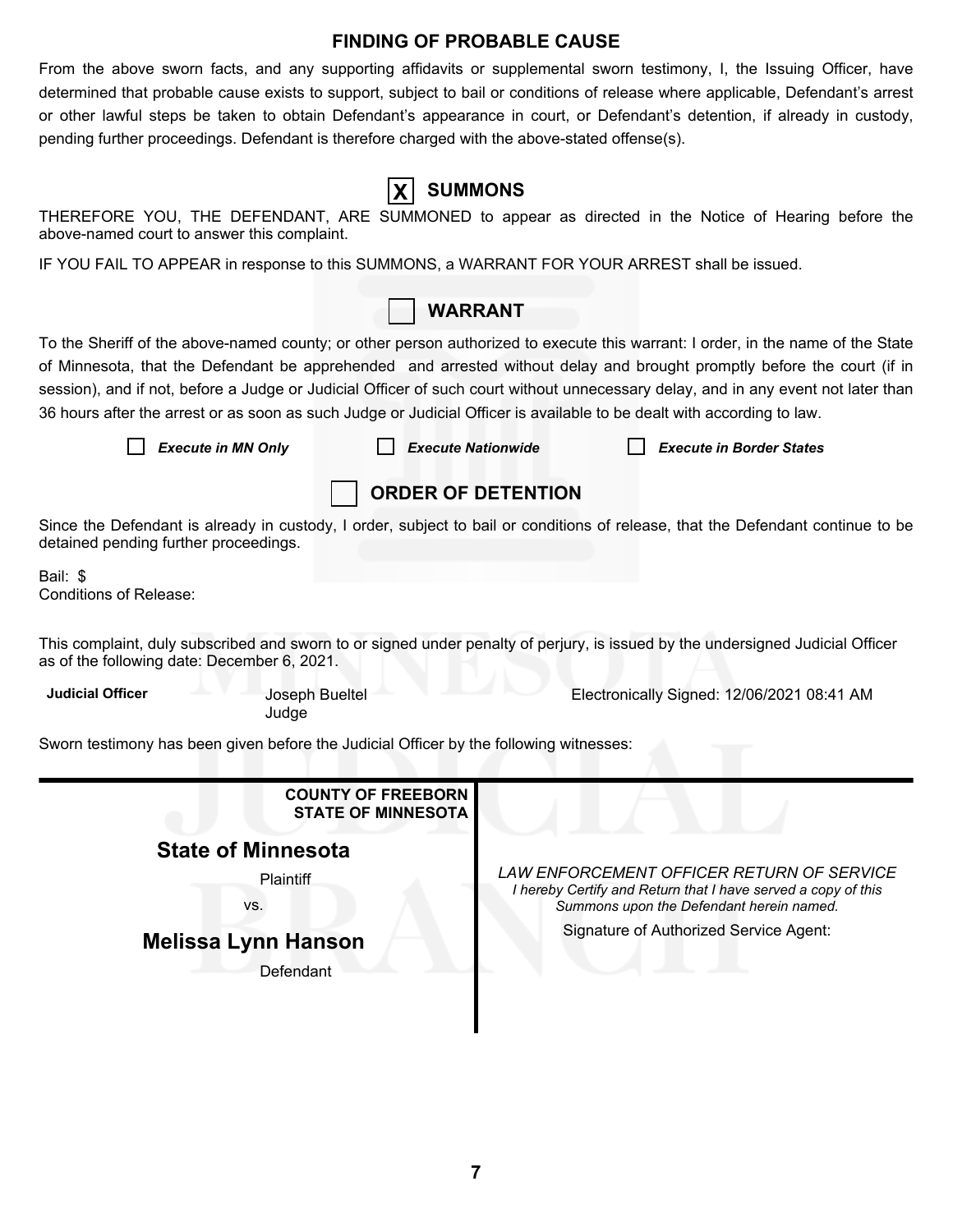## FINDING OF PROBABLE CAUSE

From the above sworn facts, and any supporting affidavits or supplemental sworn testimony, I, the Issuing Officer, have determined that probable cause exists to support, subject to bail or conditions of release where applicable, Defendant's arrest or other lawful steps be taken to obtain Defendant's appearance in court, or Defendant's detention, if already in custody, pending further proceedings. Defendant is therefore charged with the above-stated offense(s).

### [X] SUMMONS

THEREFORE YOU, THE DEFENDANT, ARE SUMMONED to appear as directed in the Notice of Hearing before the above-named court to answer this complaint.

IF YOU FAIL TO APPEAR in response to this SUMMONS, a WARRANT FOR YOUR ARREST shall be issued.

### [ ] WARRANT

To the Sheriff of the above-named county; or other person authorized to execute this warrant: I order, in the name of the State of Minnesota, that the Defendant be apprehended and arrested without delay and brought promptly before the court (if in session), and if not, before a Judge or Judicial Officer of such court without unnecessary delay, and in any event not later than 36 hours after the arrest or as soon as such Judge or Judicial Officer is available to be dealt with according to law.

[ ] *Execute in MN Only* [ ] *Execute Nationwide* [ ] *Execute in Border States*

### [ ] ORDER OF DETENTION

Since the Defendant is already in custody, I order, subject to bail or conditions of release, that the Defendant continue to be detained pending further proceedings.

Bail: $
Conditions of Release:

This complaint, duly subscribed and sworn to or signed under penalty of perjury, is issued by the undersigned Judicial Officer as of the following date: December 6, 2021.

**Judicial Officer** Joseph Bueltel
Judge

Electronically Signed: 12/06/2021 08:41 AM

Sworn testimony has been given before the Judicial Officer by the following witnesses:

---

**COUNTY OF FREEBORN**
**STATE OF MINNESOTA**

**State of Minnesota**

Plaintiff

vs.

**Melissa Lynn Hanson**

Defendant

*LAW ENFORCEMENT OFFICER RETURN OF SERVICE*
*I hereby Certify and Return that I have served a copy of this Summons upon the Defendant herein named.*

Signature of Authorized Service Agent: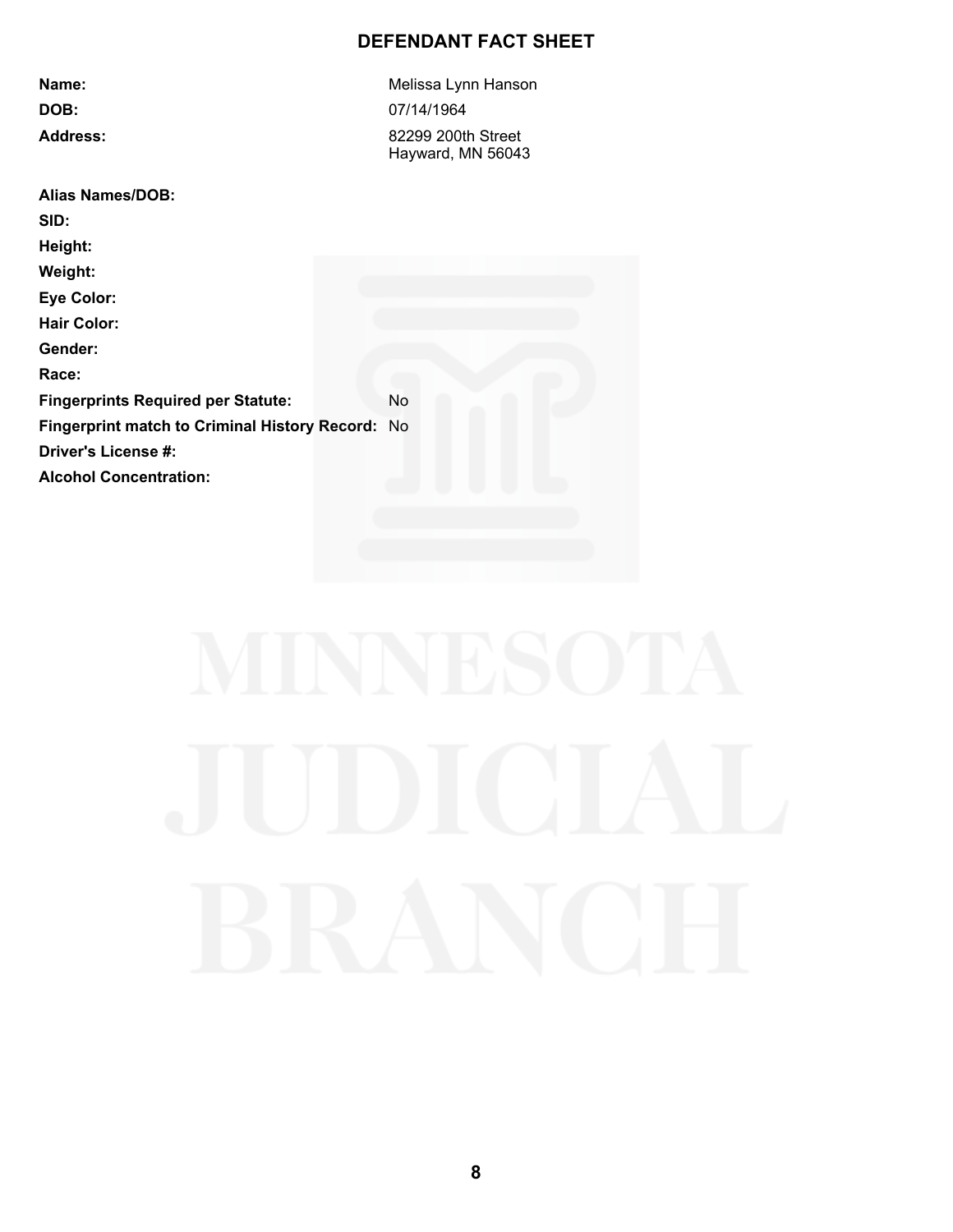# DEFENDANT FACT SHEET

| | |
|---|---|
| **Name:** | Melissa Lynn Hanson |
| **DOB:** | 07/14/1964 |
| **Address:** | 82299 200th Street<br>Hayward, MN 56043 |
| **Alias Names/DOB:** | |
| **SID:** | |
| **Height:** | |
| **Weight:** | |
| **Eye Color:** | |
| **Hair Color:** | |
| **Gender:** | |
| **Race:** | |
| **Fingerprints Required per Statute:** | No |
| **Fingerprint match to Criminal History Record:** | No |
| **Driver's License #:** | |
| **Alcohol Concentration:** | |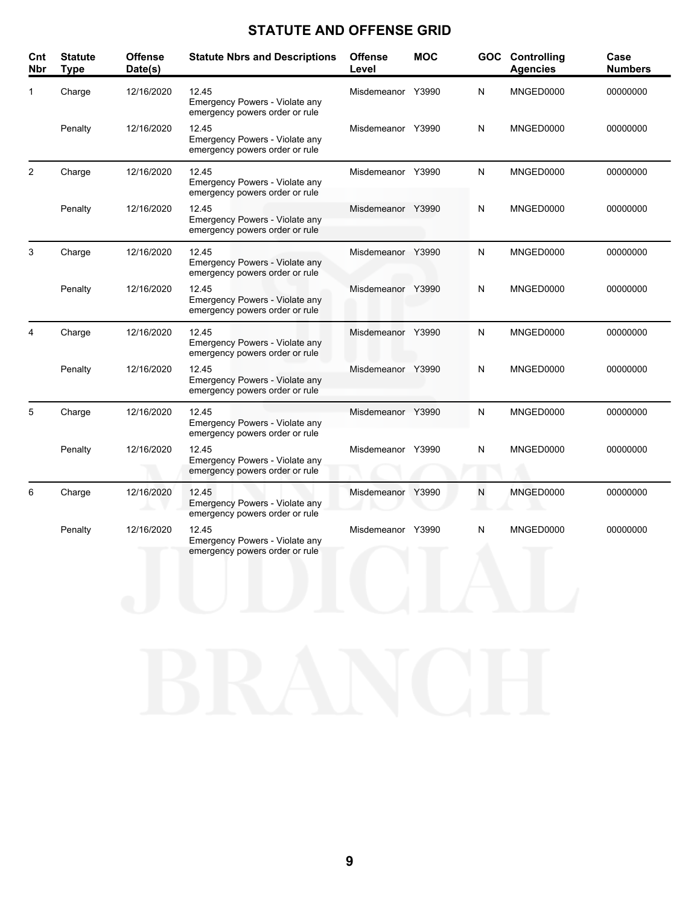## STATUTE AND OFFENSE GRID

| Cnt Nbr | Statute Type | Offense Date(s) | Statute Nbrs and Descriptions | Offense Level | MOC | GOC | Controlling Agencies | Case Numbers |
|---|---|---|---|---|---|---|---|---|
| 1 | Charge | 12/16/2020 | 12.45 Emergency Powers - Violate any emergency powers order or rule | Misdemeanor | Y3990 | N | MNGED0000 | 00000000 |
| | Penalty | 12/16/2020 | 12.45 Emergency Powers - Violate any emergency powers order or rule | Misdemeanor | Y3990 | N | MNGED0000 | 00000000 |
| 2 | Charge | 12/16/2020 | 12.45 Emergency Powers - Violate any emergency powers order or rule | Misdemeanor | Y3990 | N | MNGED0000 | 00000000 |
| | Penalty | 12/16/2020 | 12.45 Emergency Powers - Violate any emergency powers order or rule | Misdemeanor | Y3990 | N | MNGED0000 | 00000000 |
| 3 | Charge | 12/16/2020 | 12.45 Emergency Powers - Violate any emergency powers order or rule | Misdemeanor | Y3990 | N | MNGED0000 | 00000000 |
| | Penalty | 12/16/2020 | 12.45 Emergency Powers - Violate any emergency powers order or rule | Misdemeanor | Y3990 | N | MNGED0000 | 00000000 |
| 4 | Charge | 12/16/2020 | 12.45 Emergency Powers - Violate any emergency powers order or rule | Misdemeanor | Y3990 | N | MNGED0000 | 00000000 |
| | Penalty | 12/16/2020 | 12.45 Emergency Powers - Violate any emergency powers order or rule | Misdemeanor | Y3990 | N | MNGED0000 | 00000000 |
| 5 | Charge | 12/16/2020 | 12.45 Emergency Powers - Violate any emergency powers order or rule | Misdemeanor | Y3990 | N | MNGED0000 | 00000000 |
| | Penalty | 12/16/2020 | 12.45 Emergency Powers - Violate any emergency powers order or rule | Misdemeanor | Y3990 | N | MNGED0000 | 00000000 |
| 6 | Charge | 12/16/2020 | 12.45 Emergency Powers - Violate any emergency powers order or rule | Misdemeanor | Y3990 | N | MNGED0000 | 00000000 |
| | Penalty | 12/16/2020 | 12.45 Emergency Powers - Violate any emergency powers order or rule | Misdemeanor | Y3990 | N | MNGED0000 | 00000000 |